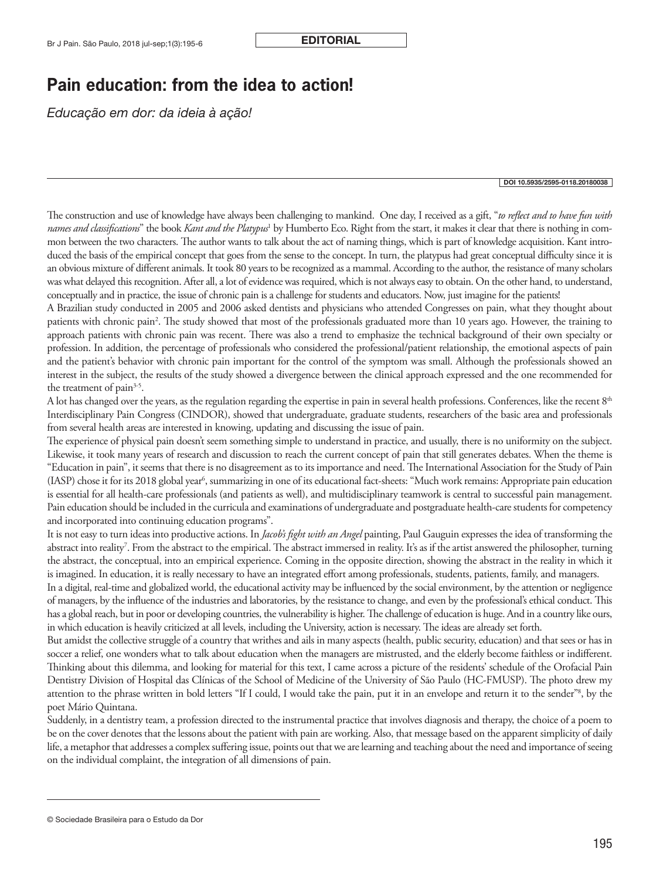**EDITORIAL**

# Pain education: from the idea to action!

*Educação em dor: da ideia à ação!*

DOI 10.5935/2595-0118.20180038

The construction and use of knowledge have always been challenging to mankind. One day, I received as a gift, "*to reflect and to have fun with names and classifications*" the book *Kant and the Platypus*[1] by Humberto Eco. Right from the start, it makes it clear that there is nothing in common between the two characters. The author wants to talk about the act of naming things, which is part of knowledge acquisition. Kant introduced the basis of the empirical concept that goes from the sense to the concept. In turn, the platypus had great conceptual difficulty since it is an obvious mixture of different animals. It took 80 years to be recognized as a mammal. According to the author, the resistance of many scholars was what delayed this recognition. After all, a lot of evidence was required, which is not always easy to obtain. On the other hand, to understand, conceptually and in practice, the issue of chronic pain is a challenge for students and educators. Now, just imagine for the patients!

A Brazilian study conducted in 2005 and 2006 asked dentists and physicians who attended Congresses on pain, what they thought about patients with chronic pain[2]. The study showed that most of the professionals graduated more than 10 years ago. However, the training to approach patients with chronic pain was recent. There was also a trend to emphasize the technical background of their own specialty or profession. In addition, the percentage of professionals who considered the professional/patient relationship, the emotional aspects of pain and the patient's behavior with chronic pain important for the control of the symptom was small. Although the professionals showed an interest in the subject, the results of the study showed a divergence between the clinical approach expressed and the one recommended for the treatment of pain[3-5].

A lot has changed over the years, as the regulation regarding the expertise in pain in several health professions. Conferences, like the recent 8th Interdisciplinary Pain Congress (CINDOR), showed that undergraduate, graduate students, researchers of the basic area and professionals from several health areas are interested in knowing, updating and discussing the issue of pain.

The experience of physical pain doesn't seem something simple to understand in practice, and usually, there is no uniformity on the subject. Likewise, it took many years of research and discussion to reach the current concept of pain that still generates debates. When the theme is "Education in pain", it seems that there is no disagreement as to its importance and need. The International Association for the Study of Pain (IASP) chose it for its 2018 global year[6], summarizing in one of its educational fact-sheets: "Much work remains: Appropriate pain education is essential for all health-care professionals (and patients as well), and multidisciplinary teamwork is central to successful pain management. Pain education should be included in the curricula and examinations of undergraduate and postgraduate health-care students for competency and incorporated into continuing education programs".

It is not easy to turn ideas into productive actions. In *Jacob's fight with an Angel* painting, Paul Gauguin expresses the idea of transforming the abstract into reality[7]. From the abstract to the empirical. The abstract immersed in reality. It's as if the artist answered the philosopher, turning the abstract, the conceptual, into an empirical experience. Coming in the opposite direction, showing the abstract in the reality in which it is imagined. In education, it is really necessary to have an integrated effort among professionals, students, patients, family, and managers.

In a digital, real-time and globalized world, the educational activity may be influenced by the social environment, by the attention or negligence of managers, by the influence of the industries and laboratories, by the resistance to change, and even by the professional's ethical conduct. This has a global reach, but in poor or developing countries, the vulnerability is higher. The challenge of education is huge. And in a country like ours, in which education is heavily criticized at all levels, including the University, action is necessary. The ideas are already set forth.

But amidst the collective struggle of a country that writhes and ails in many aspects (health, public security, education) and that sees or has in soccer a relief, one wonders what to talk about education when the managers are mistrusted, and the elderly become faithless or indifferent. Thinking about this dilemma, and looking for material for this text, I came across a picture of the residents' schedule of the Orofacial Pain Dentistry Division of Hospital das Clínicas of the School of Medicine of the University of São Paulo (HC-FMUSP). The photo drew my attention to the phrase written in bold letters "If I could, I would take the pain, put it in an envelope and return it to the sender"[8], by the poet Mário Quintana.

Suddenly, in a dentistry team, a profession directed to the instrumental practice that involves diagnosis and therapy, the choice of a poem to be on the cover denotes that the lessons about the patient with pain are working. Also, that message based on the apparent simplicity of daily life, a metaphor that addresses a complex suffering issue, points out that we are learning and teaching about the need and importance of seeing on the individual complaint, the integration of all dimensions of pain.

© Sociedade Brasileira para o Estudo da Dor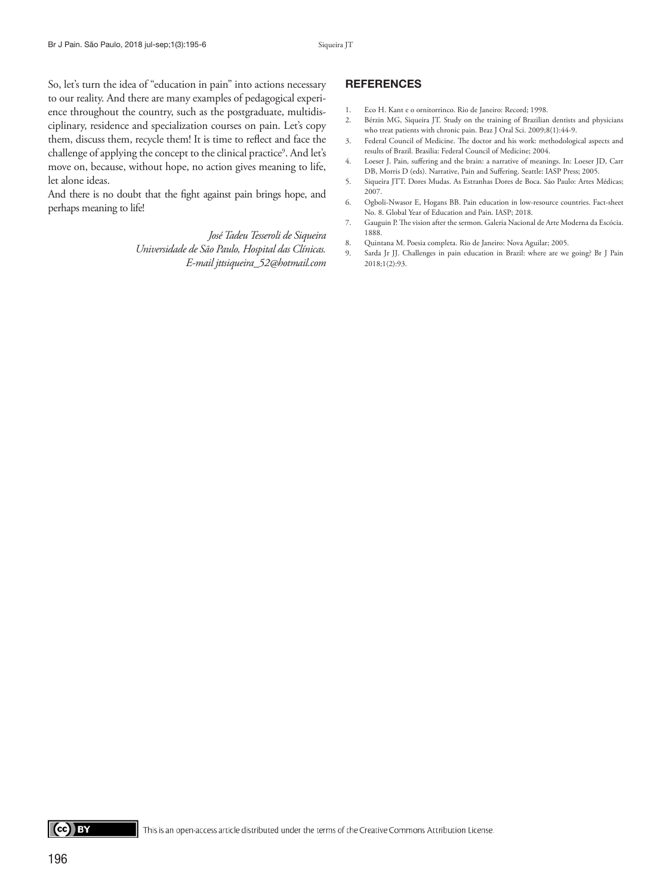So, let's turn the idea of "education in pain" into actions necessary to our reality. And there are many examples of pedagogical experience throughout the country, such as the postgraduate, multidisciplinary, residence and specialization courses on pain. Let's copy them, discuss them, recycle them! It is time to reflect and face the challenge of applying the concept to the clinical practice[9]. And let's move on, because, without hope, no action gives meaning to life, let alone ideas.

And there is no doubt that the fight against pain brings hope, and perhaps meaning to life!

*José Tadeu Tesseroli de Siqueira*
*Universidade de São Paulo, Hospital das Clínicas.*
*E-mail jttsiqueira_52@hotmail.com*

## REFERENCES

1. Eco H. Kant e o ornitorrinco. Rio de Janeiro: Record; 1998.
2. Bérzin MG, Siqueira JT. Study on the training of Brazilian dentists and physicians who treat patients with chronic pain. Braz J Oral Sci. 2009;8(1):44-9.
3. Federal Council of Medicine. The doctor and his work: methodological aspects and results of Brazil. Brasilia: Federal Council of Medicine; 2004.
4. Loeser J. Pain, suffering and the brain: a narrative of meanings. In: Loeser JD, Carr DB, Morris D (eds). Narrative, Pain and Suffering. Seattle: IASP Press; 2005.
5. Siqueira JTT. Dores Mudas. As Estranhas Dores de Boca. São Paulo: Artes Médicas; 2007.
6. Ogboli-Nwasor E, Hogans BB. Pain education in low-resource countries. Fact-sheet No. 8. Global Year of Education and Pain. IASP; 2018.
7. Gauguin P. The vision after the sermon. Galeria Nacional de Arte Moderna da Escócia. 1888.
8. Quintana M. Poesia completa. Rio de Janeiro: Nova Aguilar; 2005.
9. Sarda Jr JJ. Challenges in pain education in Brazil: where are we going? Br J Pain 2018;1(2):93.

This is an open-access article distributed under the terms of the Creative Commons Attribution License.